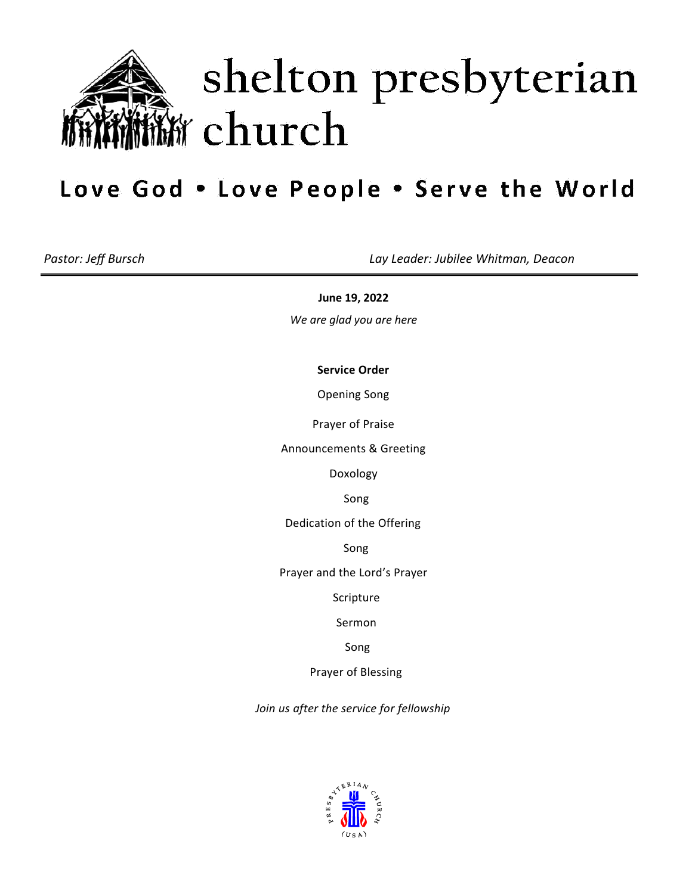# shelton presbyterian church

## Love God • Love People • Serve the World

*Pastor: Jeff Bursch*

*Lay Leader: Jubilee Whitman, Deacon*

---

**June 19, 2022**

*We are glad you are here*

**Service Order**

Opening Song

Prayer of Praise

Announcements & Greeting

Doxology

Song

Dedication of the Offering

Song

Prayer and the Lord's Prayer

Scripture

Sermon

Song

Prayer of Blessing

*Join us after the service for fellowship*

PRESBYTERIAN CHURCH (USA)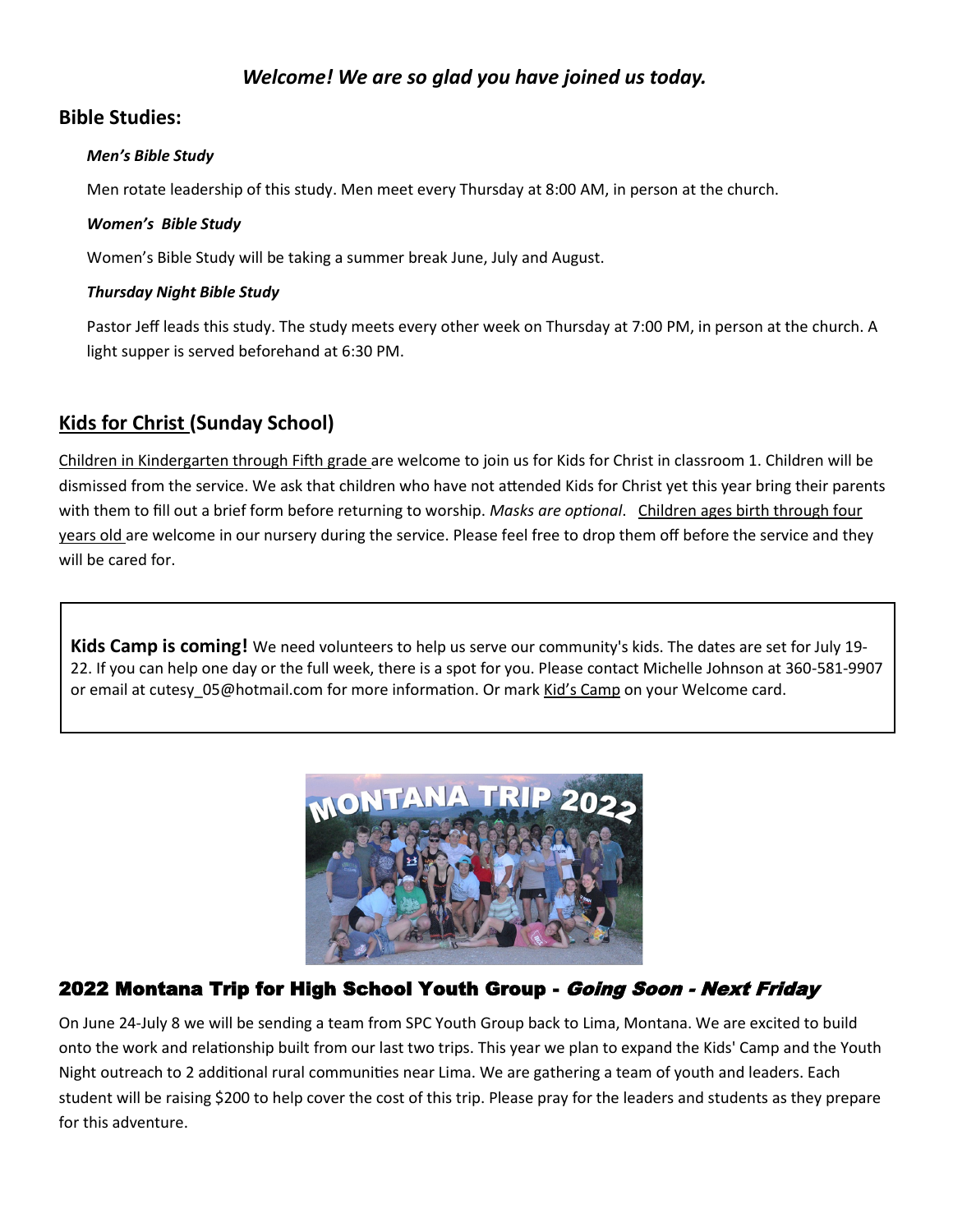*Welcome! We are so glad you have joined us today.*

## Bible Studies:

***Men's Bible Study***

Men rotate leadership of this study. Men meet every Thursday at 8:00 AM, in person at the church.

***Women's Bible Study***

Women's Bible Study will be taking a summer break June, July and August.

***Thursday Night Bible Study***

Pastor Jeff leads this study. The study meets every other week on Thursday at 7:00 PM, in person at the church. A light supper is served beforehand at 6:30 PM.

## Kids for Christ (Sunday School)

Children in Kindergarten through Fifth grade are welcome to join us for Kids for Christ in classroom 1. Children will be dismissed from the service. We ask that children who have not attended Kids for Christ yet this year bring their parents with them to fill out a brief form before returning to worship. *Masks are optional*. Children ages birth through four years old are welcome in our nursery during the service. Please feel free to drop them off before the service and they will be cared for.

**Kids Camp is coming!** We need volunteers to help us serve our community's kids. The dates are set for July 19-22. If you can help one day or the full week, there is a spot for you. Please contact Michelle Johnson at 360-581-9907 or email at cutesy_05@hotmail.com for more information. Or mark Kid's Camp on your Welcome card.

## 2022 Montana Trip for High School Youth Group - *Going Soon - Next Friday*

On June 24-July 8 we will be sending a team from SPC Youth Group back to Lima, Montana. We are excited to build onto the work and relationship built from our last two trips. This year we plan to expand the Kids' Camp and the Youth Night outreach to 2 additional rural communities near Lima. We are gathering a team of youth and leaders. Each student will be raising $200 to help cover the cost of this trip. Please pray for the leaders and students as they prepare for this adventure.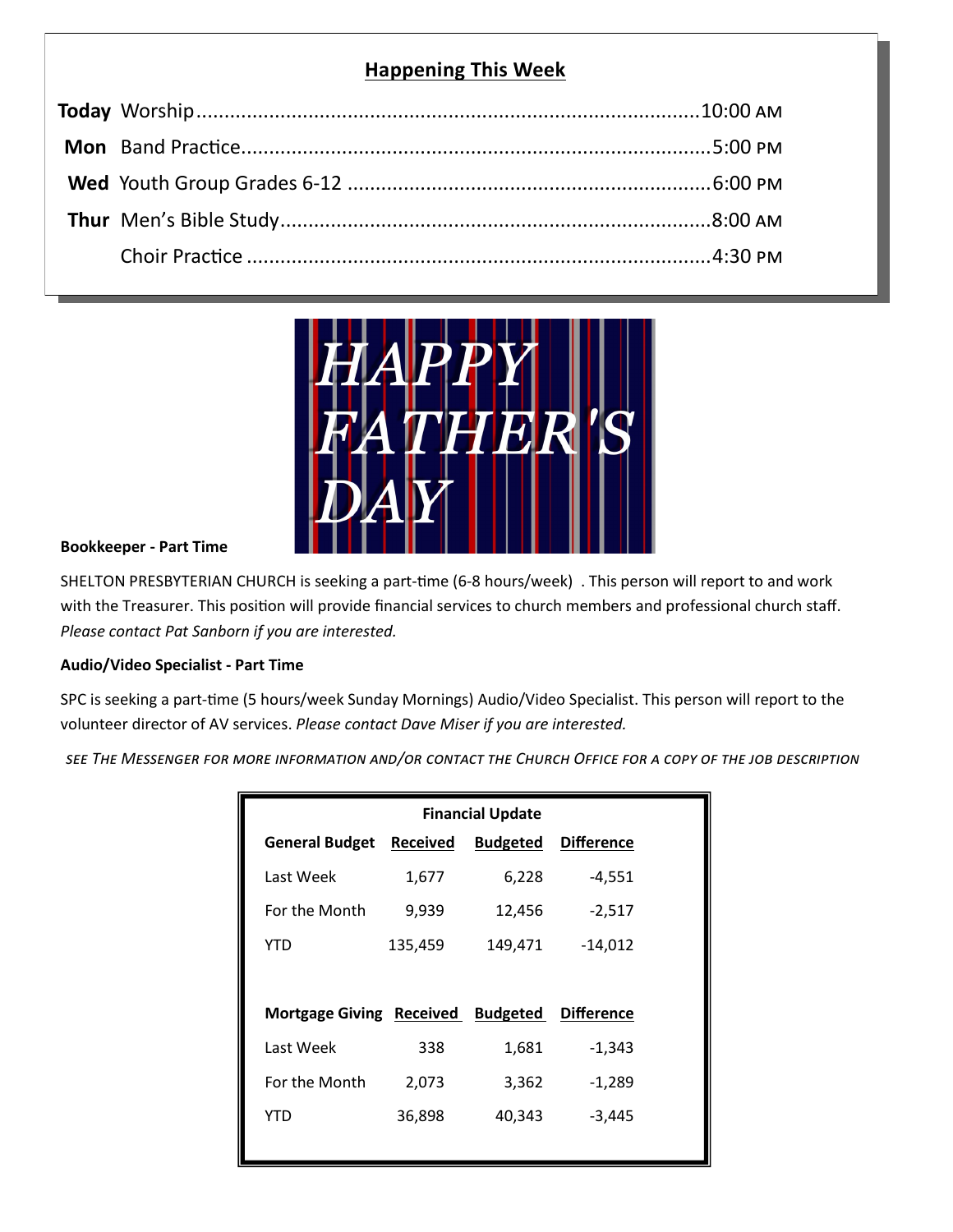## Happening This Week

| | | |
|---|---|---|
| **Today** | Worship | 10:00 AM |
| **Mon** | Band Practice | 5:00 PM |
| **Wed** | Youth Group Grades 6-12 | 6:00 PM |
| **Thur** | Men's Bible Study | 8:00 AM |
| | Choir Practice | 4:30 PM |

HAPPY FATHER'S DAY

**Bookkeeper - Part Time**

SHELTON PRESBYTERIAN CHURCH is seeking a part-time (6-8 hours/week) . This person will report to and work with the Treasurer. This position will provide financial services to church members and professional church staff. *Please contact Pat Sanborn if you are interested.*

**Audio/Video Specialist - Part Time**

SPC is seeking a part-time (5 hours/week Sunday Mornings) Audio/Video Specialist. This person will report to the volunteer director of AV services. *Please contact Dave Miser if you are interested.*

*SEE THE MESSENGER FOR MORE INFORMATION AND/OR CONTACT THE CHURCH OFFICE FOR A COPY OF THE JOB DESCRIPTION*

**Financial Update**

| **General Budget** | **Received** | **Budgeted** | **Difference** |
|---|---|---|---|
| Last Week | 1,677 | 6,228 | -4,551 |
| For the Month | 9,939 | 12,456 | -2,517 |
| YTD | 135,459 | 149,471 | -14,012 |

| **Mortgage Giving** | **Received** | **Budgeted** | **Difference** |
|---|---|---|---|
| Last Week | 338 | 1,681 | -1,343 |
| For the Month | 2,073 | 3,362 | -1,289 |
| YTD | 36,898 | 40,343 | -3,445 |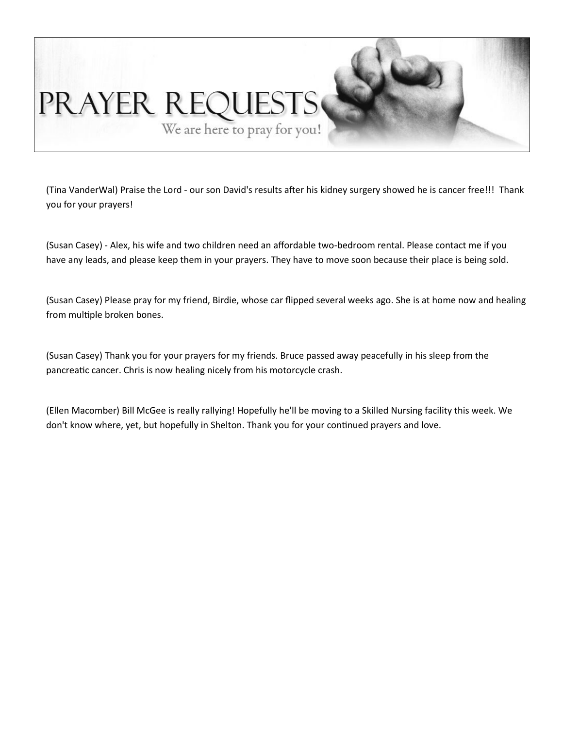# PRAYER REQUESTS

We are here to pray for you!

(Tina VanderWal) Praise the Lord - our son David's results after his kidney surgery showed he is cancer free!!! Thank you for your prayers!

(Susan Casey) - Alex, his wife and two children need an affordable two-bedroom rental. Please contact me if you have any leads, and please keep them in your prayers. They have to move soon because their place is being sold.

(Susan Casey) Please pray for my friend, Birdie, whose car flipped several weeks ago. She is at home now and healing from multiple broken bones.

(Susan Casey) Thank you for your prayers for my friends. Bruce passed away peacefully in his sleep from the pancreatic cancer. Chris is now healing nicely from his motorcycle crash.

(Ellen Macomber) Bill McGee is really rallying! Hopefully he'll be moving to a Skilled Nursing facility this week. We don't know where, yet, but hopefully in Shelton. Thank you for your continued prayers and love.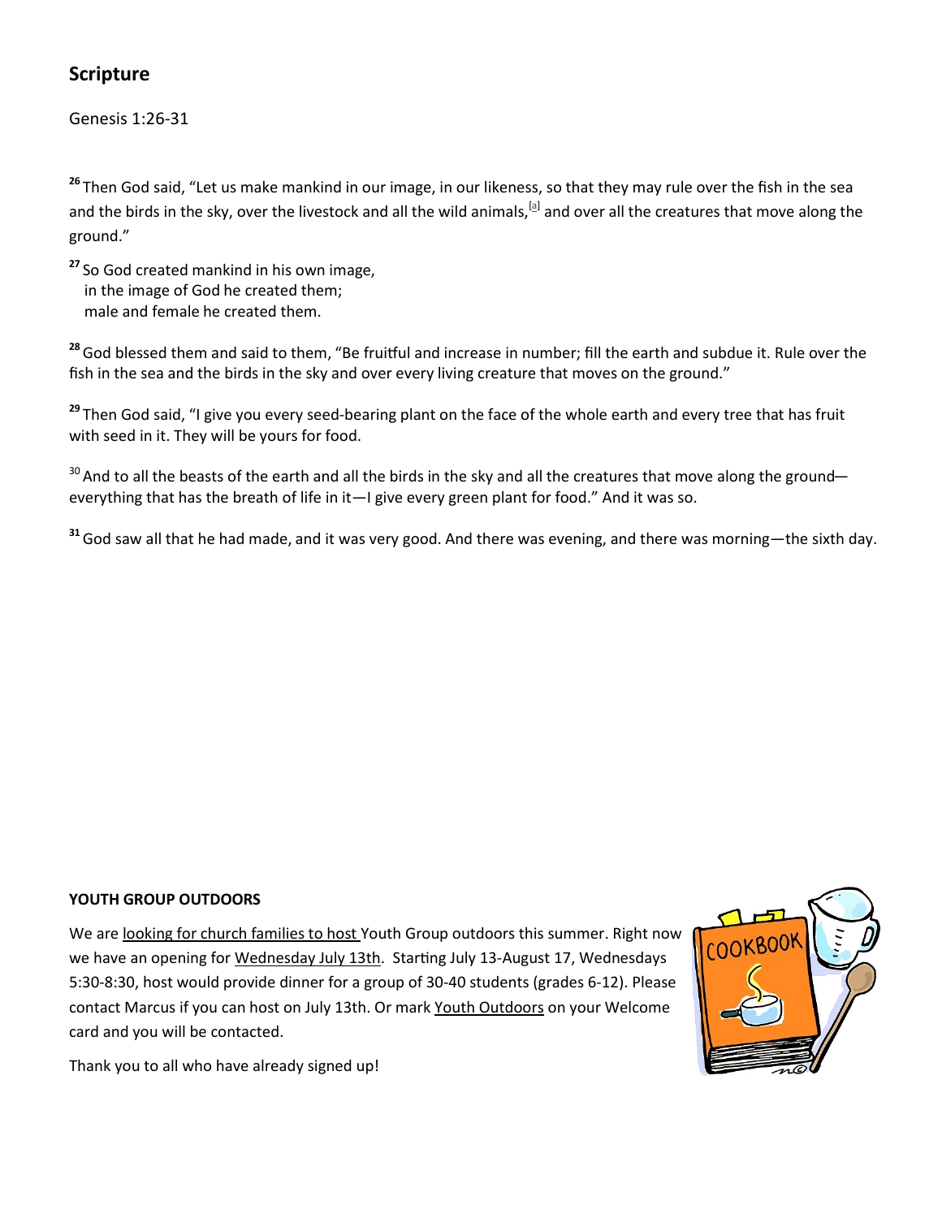## Scripture

Genesis 1:26-31

**26** Then God said, "Let us make mankind in our image, in our likeness, so that they may rule over the fish in the sea and the birds in the sky, over the livestock and all the wild animals,[a] and over all the creatures that move along the ground."

**27** So God created mankind in his own image,
in the image of God he created them;
male and female he created them.

**28** God blessed them and said to them, "Be fruitful and increase in number; fill the earth and subdue it. Rule over the fish in the sea and the birds in the sky and over every living creature that moves on the ground."

**29** Then God said, "I give you every seed-bearing plant on the face of the whole earth and every tree that has fruit with seed in it. They will be yours for food.

30 And to all the beasts of the earth and all the birds in the sky and all the creatures that move along the ground—everything that has the breath of life in it—I give every green plant for food." And it was so.

**31** God saw all that he had made, and it was very good. And there was evening, and there was morning—the sixth day.

**YOUTH GROUP OUTDOORS**

We are looking for church families to host Youth Group outdoors this summer. Right now we have an opening for Wednesday July 13th. Starting July 13-August 17, Wednesdays 5:30-8:30, host would provide dinner for a group of 30-40 students (grades 6-12). Please contact Marcus if you can host on July 13th. Or mark Youth Outdoors on your Welcome card and you will be contacted.

Thank you to all who have already signed up!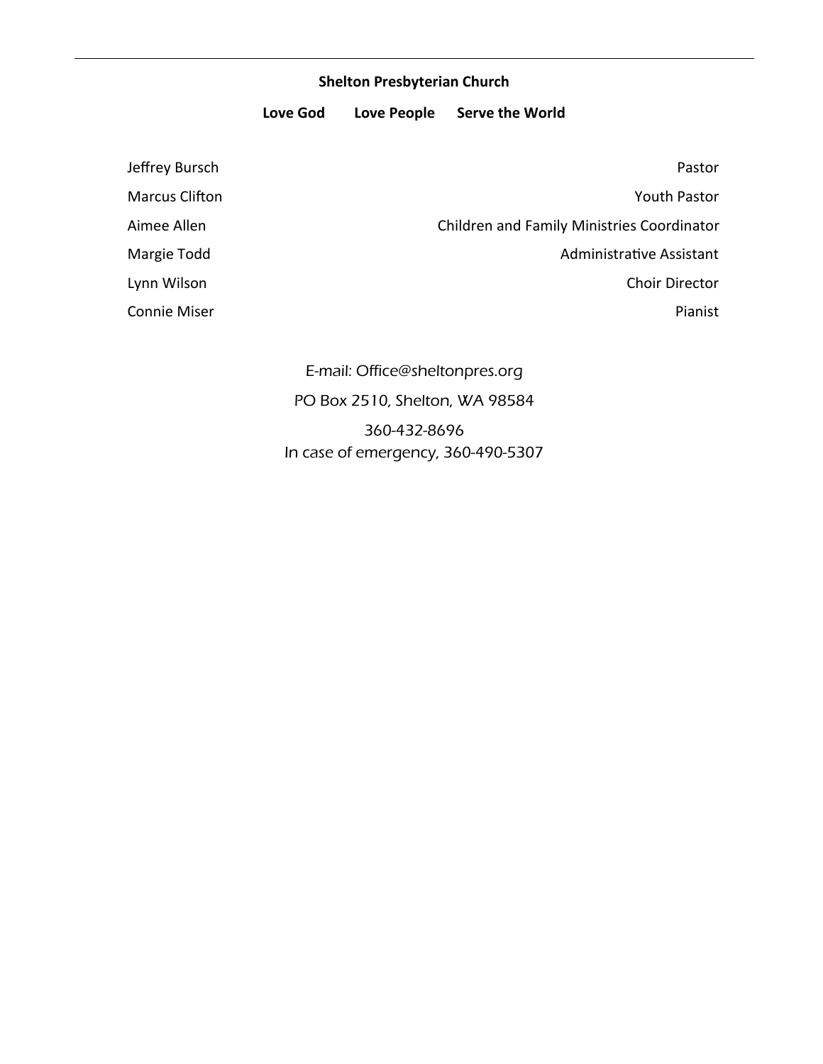**Shelton Presbyterian Church**

**Love God Love People Serve the World**

| | |
|---|---|
| Jeffrey Bursch | Pastor |
| Marcus Clifton | Youth Pastor |
| Aimee Allen | Children and Family Ministries Coordinator |
| Margie Todd | Administrative Assistant |
| Lynn Wilson | Choir Director |
| Connie Miser | Pianist |

*E-mail: Office@sheltonpres.org*

*PO Box 2510, Shelton, WA 98584*

*360-432-8696*
*In case of emergency, 360-490-5307*